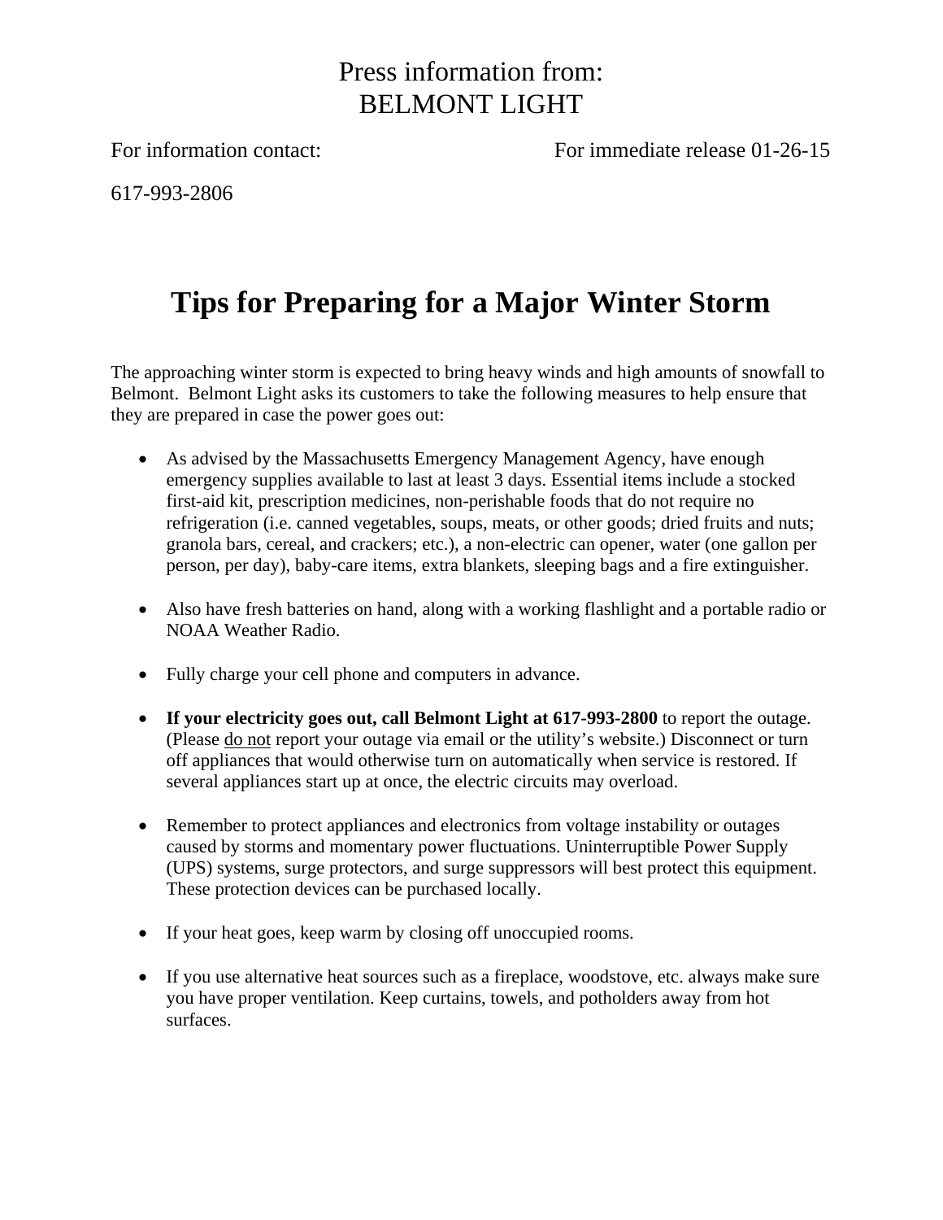Press information from:
BELMONT LIGHT

For information contact: For immediate release 01-26-15

617-993-2806

# Tips for Preparing for a Major Winter Storm

The approaching winter storm is expected to bring heavy winds and high amounts of snowfall to Belmont. Belmont Light asks its customers to take the following measures to help ensure that they are prepared in case the power goes out:

- As advised by the Massachusetts Emergency Management Agency, have enough emergency supplies available to last at least 3 days. Essential items include a stocked first-aid kit, prescription medicines, non-perishable foods that do not require no refrigeration (i.e. canned vegetables, soups, meats, or other goods; dried fruits and nuts; granola bars, cereal, and crackers; etc.), a non-electric can opener, water (one gallon per person, per day), baby-care items, extra blankets, sleeping bags and a fire extinguisher.

- Also have fresh batteries on hand, along with a working flashlight and a portable radio or NOAA Weather Radio.

- Fully charge your cell phone and computers in advance.

- **If your electricity goes out, call Belmont Light at 617-993-2800** to report the outage. (Please do not report your outage via email or the utility's website.) Disconnect or turn off appliances that would otherwise turn on automatically when service is restored. If several appliances start up at once, the electric circuits may overload.

- Remember to protect appliances and electronics from voltage instability or outages caused by storms and momentary power fluctuations. Uninterruptible Power Supply (UPS) systems, surge protectors, and surge suppressors will best protect this equipment. These protection devices can be purchased locally.

- If your heat goes, keep warm by closing off unoccupied rooms.

- If you use alternative heat sources such as a fireplace, woodstove, etc. always make sure you have proper ventilation. Keep curtains, towels, and potholders away from hot surfaces.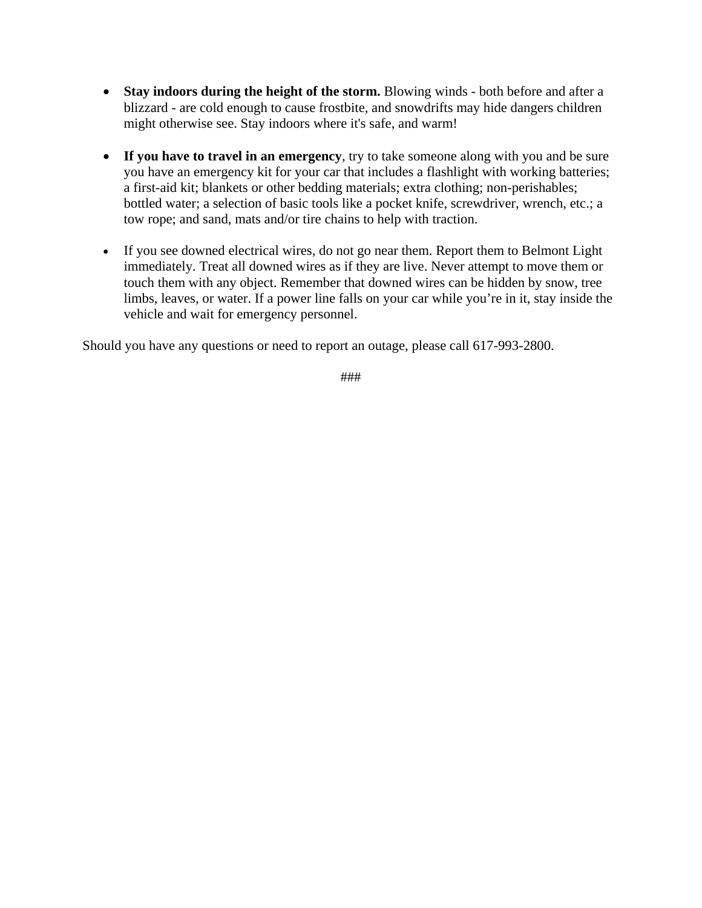- **Stay indoors during the height of the storm.** Blowing winds - both before and after a blizzard - are cold enough to cause frostbite, and snowdrifts may hide dangers children might otherwise see. Stay indoors where it's safe, and warm!

- **If you have to travel in an emergency**, try to take someone along with you and be sure you have an emergency kit for your car that includes a flashlight with working batteries; a first-aid kit; blankets or other bedding materials; extra clothing; non-perishables; bottled water; a selection of basic tools like a pocket knife, screwdriver, wrench, etc.; a tow rope; and sand, mats and/or tire chains to help with traction.

- If you see downed electrical wires, do not go near them. Report them to Belmont Light immediately. Treat all downed wires as if they are live. Never attempt to move them or touch them with any object. Remember that downed wires can be hidden by snow, tree limbs, leaves, or water. If a power line falls on your car while you're in it, stay inside the vehicle and wait for emergency personnel.

Should you have any questions or need to report an outage, please call 617-993-2800.

###